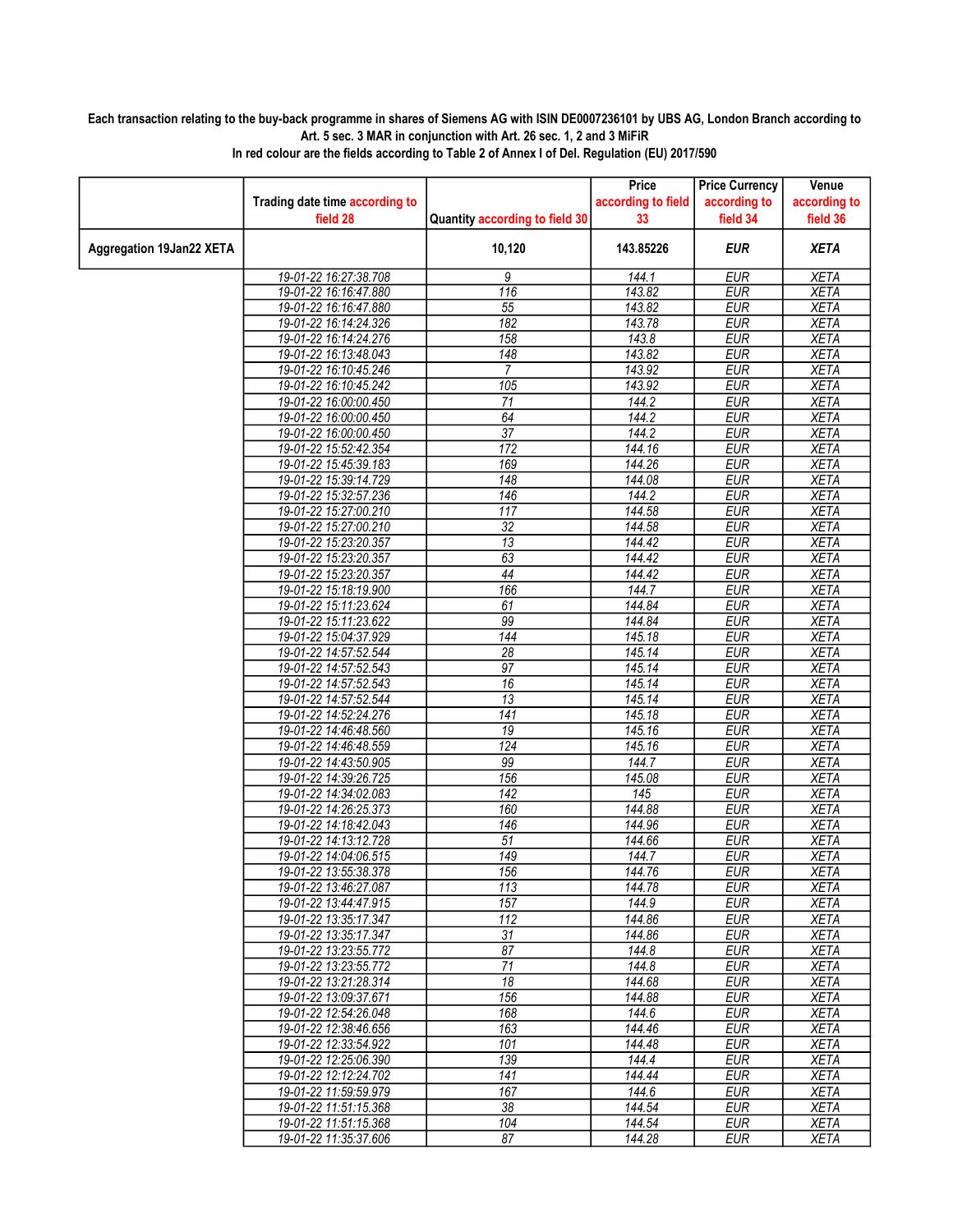**Each transaction relating to the buy-back programme in shares of Siemens AG with ISIN DE0007236101 by UBS AG, London Branch according to Art. 5 sec. 3 MAR in conjunction with Art. 26 sec. 1, 2 and 3 MiFiR**

**In red colour are the fields according to Table 2 of Annex I of Del. Regulation (EU) 2017/590**

| | Trading date time according to field 28 | Quantity according to field 30 | Price according to field 33 | Price Currency according to field 34 | Venue according to field 36 |
|---|---|---|---|---|---|
| **Aggregation 19Jan22 XETA** | | **10,120** | **143.85226** | ***EUR*** | ***XETA*** |
| | 19-01-22 16:27:38.708 | 9 | 144.1 | EUR | XETA |
| | 19-01-22 16:16:47.880 | 116 | 143.82 | EUR | XETA |
| | 19-01-22 16:16:47.880 | 55 | 143.82 | EUR | XETA |
| | 19-01-22 16:14:24.326 | 182 | 143.78 | EUR | XETA |
| | 19-01-22 16:14:24.276 | 158 | 143.8 | EUR | XETA |
| | 19-01-22 16:13:48.043 | 148 | 143.82 | EUR | XETA |
| | 19-01-22 16:10:45.246 | 7 | 143.92 | EUR | XETA |
| | 19-01-22 16:10:45.242 | 105 | 143.92 | EUR | XETA |
| | 19-01-22 16:00:00.450 | 71 | 144.2 | EUR | XETA |
| | 19-01-22 16:00:00.450 | 64 | 144.2 | EUR | XETA |
| | 19-01-22 16:00:00.450 | 37 | 144.2 | EUR | XETA |
| | 19-01-22 15:52:42.354 | 172 | 144.16 | EUR | XETA |
| | 19-01-22 15:45:39.183 | 169 | 144.26 | EUR | XETA |
| | 19-01-22 15:39:14.729 | 148 | 144.08 | EUR | XETA |
| | 19-01-22 15:32:57.236 | 146 | 144.2 | EUR | XETA |
| | 19-01-22 15:27:00.210 | 117 | 144.58 | EUR | XETA |
| | 19-01-22 15:27:00.210 | 32 | 144.58 | EUR | XETA |
| | 19-01-22 15:23:20.357 | 13 | 144.42 | EUR | XETA |
| | 19-01-22 15:23:20.357 | 63 | 144.42 | EUR | XETA |
| | 19-01-22 15:23:20.357 | 44 | 144.42 | EUR | XETA |
| | 19-01-22 15:18:19.900 | 166 | 144.7 | EUR | XETA |
| | 19-01-22 15:11:23.624 | 61 | 144.84 | EUR | XETA |
| | 19-01-22 15:11:23.622 | 99 | 144.84 | EUR | XETA |
| | 19-01-22 15:04:37.929 | 144 | 145.18 | EUR | XETA |
| | 19-01-22 14:57:52.544 | 28 | 145.14 | EUR | XETA |
| | 19-01-22 14:57:52.543 | 97 | 145.14 | EUR | XETA |
| | 19-01-22 14:57:52.543 | 16 | 145.14 | EUR | XETA |
| | 19-01-22 14:57:52.544 | 13 | 145.14 | EUR | XETA |
| | 19-01-22 14:52:24.276 | 141 | 145.18 | EUR | XETA |
| | 19-01-22 14:46:48.560 | 19 | 145.16 | EUR | XETA |
| | 19-01-22 14:46:48.559 | 124 | 145.16 | EUR | XETA |
| | 19-01-22 14:43:50.905 | 99 | 144.7 | EUR | XETA |
| | 19-01-22 14:39:26.725 | 156 | 145.08 | EUR | XETA |
| | 19-01-22 14:34:02.083 | 142 | 145 | EUR | XETA |
| | 19-01-22 14:26:25.373 | 160 | 144.88 | EUR | XETA |
| | 19-01-22 14:18:42.043 | 146 | 144.96 | EUR | XETA |
| | 19-01-22 14:13:12.728 | 51 | 144.66 | EUR | XETA |
| | 19-01-22 14:04:06.515 | 149 | 144.7 | EUR | XETA |
| | 19-01-22 13:55:38.378 | 156 | 144.76 | EUR | XETA |
| | 19-01-22 13:46:27.087 | 113 | 144.78 | EUR | XETA |
| | 19-01-22 13:44:47.915 | 157 | 144.9 | EUR | XETA |
| | 19-01-22 13:35:17.347 | 112 | 144.86 | EUR | XETA |
| | 19-01-22 13:35:17.347 | 31 | 144.86 | EUR | XETA |
| | 19-01-22 13:23:55.772 | 87 | 144.8 | EUR | XETA |
| | 19-01-22 13:23:55.772 | 71 | 144.8 | EUR | XETA |
| | 19-01-22 13:21:28.314 | 18 | 144.68 | EUR | XETA |
| | 19-01-22 13:09:37.671 | 156 | 144.88 | EUR | XETA |
| | 19-01-22 12:54:26.048 | 168 | 144.6 | EUR | XETA |
| | 19-01-22 12:38:46.656 | 163 | 144.46 | EUR | XETA |
| | 19-01-22 12:33:54.922 | 101 | 144.48 | EUR | XETA |
| | 19-01-22 12:25:06.390 | 139 | 144.4 | EUR | XETA |
| | 19-01-22 12:12:24.702 | 141 | 144.44 | EUR | XETA |
| | 19-01-22 11:59:59.979 | 167 | 144.6 | EUR | XETA |
| | 19-01-22 11:51:15.368 | 38 | 144.54 | EUR | XETA |
| | 19-01-22 11:51:15.368 | 104 | 144.54 | EUR | XETA |
| | 19-01-22 11:35:37.606 | 87 | 144.28 | EUR | XETA |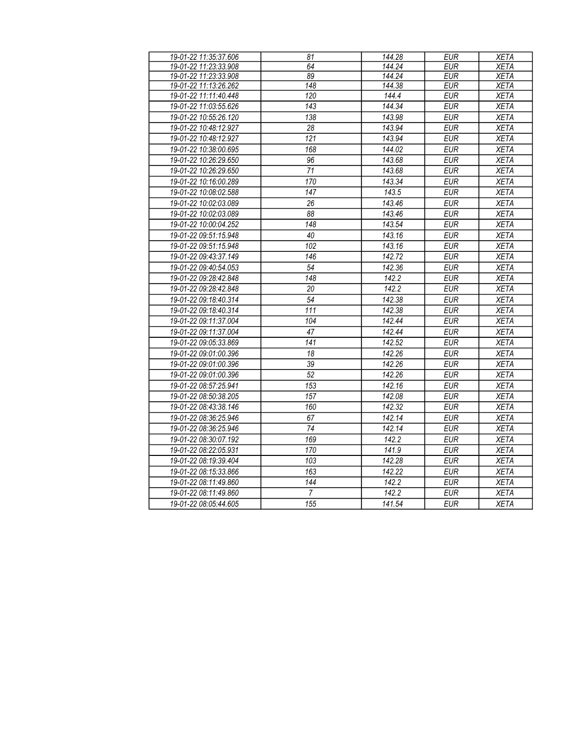| | | | | |
|---|---|---|---|---|
| 19-01-22 11:35:37.606 | 81 | 144.28 | EUR | XETA |
| 19-01-22 11:23:33.908 | 64 | 144.24 | EUR | XETA |
| 19-01-22 11:23:33.908 | 89 | 144.24 | EUR | XETA |
| 19-01-22 11:13:26.262 | 148 | 144.38 | EUR | XETA |
| 19-01-22 11:11:40.448 | 120 | 144.4 | EUR | XETA |
| 19-01-22 11:03:55.626 | 143 | 144.34 | EUR | XETA |
| 19-01-22 10:55:26.120 | 138 | 143.98 | EUR | XETA |
| 19-01-22 10:48:12.927 | 28 | 143.94 | EUR | XETA |
| 19-01-22 10:48:12.927 | 121 | 143.94 | EUR | XETA |
| 19-01-22 10:38:00.695 | 168 | 144.02 | EUR | XETA |
| 19-01-22 10:26:29.650 | 96 | 143.68 | EUR | XETA |
| 19-01-22 10:26:29.650 | 71 | 143.68 | EUR | XETA |
| 19-01-22 10:16:00.289 | 170 | 143.34 | EUR | XETA |
| 19-01-22 10:08:02.588 | 147 | 143.5 | EUR | XETA |
| 19-01-22 10:02:03.089 | 26 | 143.46 | EUR | XETA |
| 19-01-22 10:02:03.089 | 88 | 143.46 | EUR | XETA |
| 19-01-22 10:00:04.252 | 148 | 143.54 | EUR | XETA |
| 19-01-22 09:51:15.948 | 40 | 143.16 | EUR | XETA |
| 19-01-22 09:51:15.948 | 102 | 143.16 | EUR | XETA |
| 19-01-22 09:43:37.149 | 146 | 142.72 | EUR | XETA |
| 19-01-22 09:40:54.053 | 54 | 142.36 | EUR | XETA |
| 19-01-22 09:28:42.848 | 148 | 142.2 | EUR | XETA |
| 19-01-22 09:28:42.848 | 20 | 142.2 | EUR | XETA |
| 19-01-22 09:18:40.314 | 54 | 142.38 | EUR | XETA |
| 19-01-22 09:18:40.314 | 111 | 142.38 | EUR | XETA |
| 19-01-22 09:11:37.004 | 104 | 142.44 | EUR | XETA |
| 19-01-22 09:11:37.004 | 47 | 142.44 | EUR | XETA |
| 19-01-22 09:05:33.869 | 141 | 142.52 | EUR | XETA |
| 19-01-22 09:01:00.396 | 18 | 142.26 | EUR | XETA |
| 19-01-22 09:01:00.396 | 39 | 142.26 | EUR | XETA |
| 19-01-22 09:01:00.396 | 52 | 142.26 | EUR | XETA |
| 19-01-22 08:57:25.941 | 153 | 142.16 | EUR | XETA |
| 19-01-22 08:50:38.205 | 157 | 142.08 | EUR | XETA |
| 19-01-22 08:43:38.146 | 160 | 142.32 | EUR | XETA |
| 19-01-22 08:36:25.946 | 67 | 142.14 | EUR | XETA |
| 19-01-22 08:36:25.946 | 74 | 142.14 | EUR | XETA |
| 19-01-22 08:30:07.192 | 169 | 142.2 | EUR | XETA |
| 19-01-22 08:22:05.931 | 170 | 141.9 | EUR | XETA |
| 19-01-22 08:19:39.404 | 103 | 142.28 | EUR | XETA |
| 19-01-22 08:15:33.866 | 163 | 142.22 | EUR | XETA |
| 19-01-22 08:11:49.860 | 144 | 142.2 | EUR | XETA |
| 19-01-22 08:11:49.860 | 7 | 142.2 | EUR | XETA |
| 19-01-22 08:05:44.605 | 155 | 141.54 | EUR | XETA |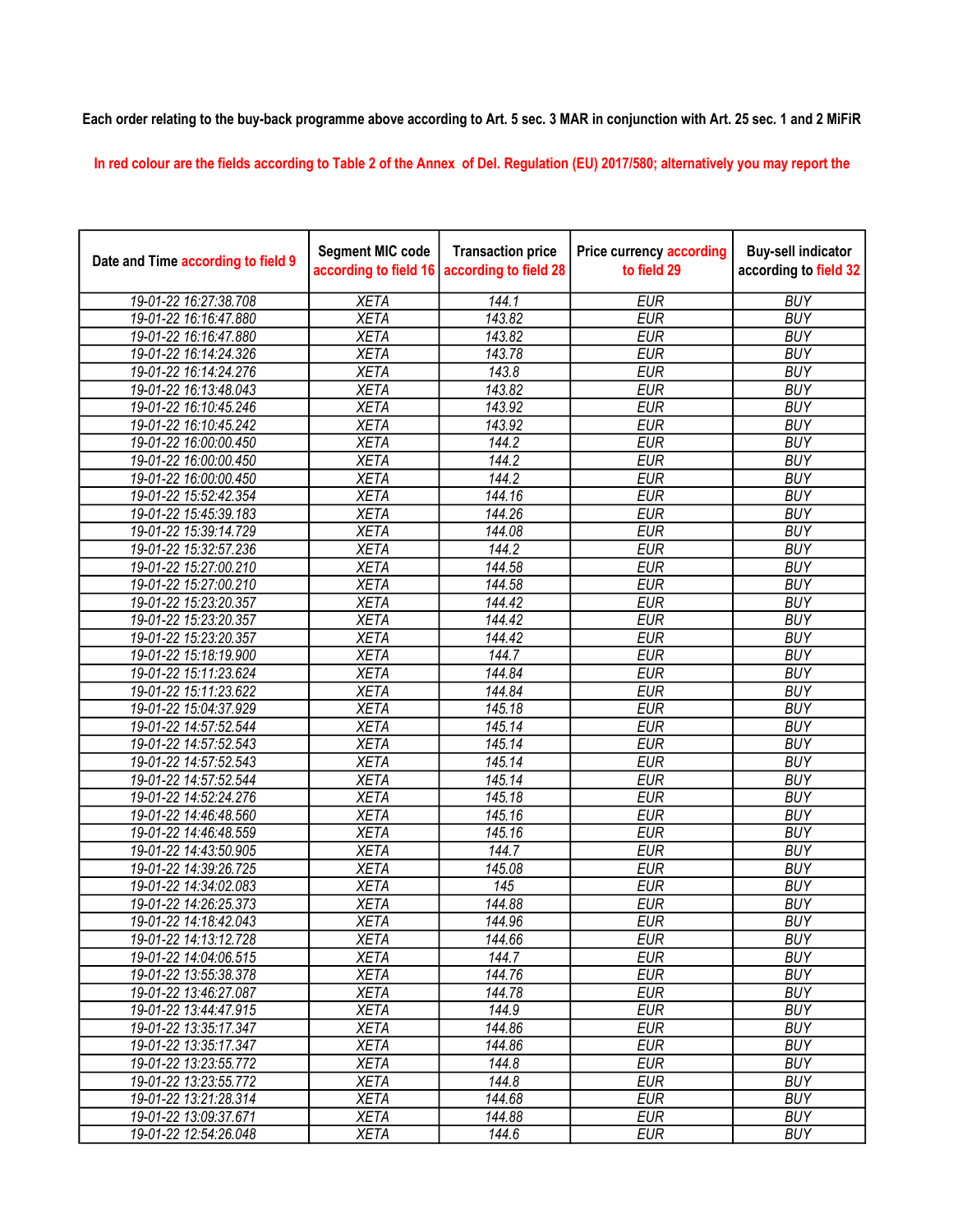Each order relating to the buy-back programme above according to Art. 5 sec. 3 MAR in conjunction with Art. 25 sec. 1 and 2 MiFiR

In red colour are the fields according to Table 2 of the Annex of Del. Regulation (EU) 2017/580; alternatively you may report the

| Date and Time according to field 9 | Segment MIC code according to field 16 | Transaction price according to field 28 | Price currency according to field 29 | Buy-sell indicator according to field 32 |
|---|---|---|---|---|
| 19-01-22 16:27:38.708 | XETA | 144.1 | EUR | BUY |
| 19-01-22 16:16:47.880 | XETA | 143.82 | EUR | BUY |
| 19-01-22 16:16:47.880 | XETA | 143.82 | EUR | BUY |
| 19-01-22 16:14:24.326 | XETA | 143.78 | EUR | BUY |
| 19-01-22 16:14:24.276 | XETA | 143.8 | EUR | BUY |
| 19-01-22 16:13:48.043 | XETA | 143.82 | EUR | BUY |
| 19-01-22 16:10:45.246 | XETA | 143.92 | EUR | BUY |
| 19-01-22 16:10:45.242 | XETA | 143.92 | EUR | BUY |
| 19-01-22 16:00:00.450 | XETA | 144.2 | EUR | BUY |
| 19-01-22 16:00:00.450 | XETA | 144.2 | EUR | BUY |
| 19-01-22 16:00:00.450 | XETA | 144.2 | EUR | BUY |
| 19-01-22 15:52:42.354 | XETA | 144.16 | EUR | BUY |
| 19-01-22 15:45:39.183 | XETA | 144.26 | EUR | BUY |
| 19-01-22 15:39:14.729 | XETA | 144.08 | EUR | BUY |
| 19-01-22 15:32:57.236 | XETA | 144.2 | EUR | BUY |
| 19-01-22 15:27:00.210 | XETA | 144.58 | EUR | BUY |
| 19-01-22 15:27:00.210 | XETA | 144.58 | EUR | BUY |
| 19-01-22 15:23:20.357 | XETA | 144.42 | EUR | BUY |
| 19-01-22 15:23:20.357 | XETA | 144.42 | EUR | BUY |
| 19-01-22 15:23:20.357 | XETA | 144.42 | EUR | BUY |
| 19-01-22 15:18:19.900 | XETA | 144.7 | EUR | BUY |
| 19-01-22 15:11:23.624 | XETA | 144.84 | EUR | BUY |
| 19-01-22 15:11:23.622 | XETA | 144.84 | EUR | BUY |
| 19-01-22 15:04:37.929 | XETA | 145.18 | EUR | BUY |
| 19-01-22 14:57:52.544 | XETA | 145.14 | EUR | BUY |
| 19-01-22 14:57:52.543 | XETA | 145.14 | EUR | BUY |
| 19-01-22 14:57:52.543 | XETA | 145.14 | EUR | BUY |
| 19-01-22 14:57:52.544 | XETA | 145.14 | EUR | BUY |
| 19-01-22 14:52:24.276 | XETA | 145.18 | EUR | BUY |
| 19-01-22 14:46:48.560 | XETA | 145.16 | EUR | BUY |
| 19-01-22 14:46:48.559 | XETA | 145.16 | EUR | BUY |
| 19-01-22 14:43:50.905 | XETA | 144.7 | EUR | BUY |
| 19-01-22 14:39:26.725 | XETA | 145.08 | EUR | BUY |
| 19-01-22 14:34:02.083 | XETA | 145 | EUR | BUY |
| 19-01-22 14:26:25.373 | XETA | 144.88 | EUR | BUY |
| 19-01-22 14:18:42.043 | XETA | 144.96 | EUR | BUY |
| 19-01-22 14:13:12.728 | XETA | 144.66 | EUR | BUY |
| 19-01-22 14:04:06.515 | XETA | 144.7 | EUR | BUY |
| 19-01-22 13:55:38.378 | XETA | 144.76 | EUR | BUY |
| 19-01-22 13:46:27.087 | XETA | 144.78 | EUR | BUY |
| 19-01-22 13:44:47.915 | XETA | 144.9 | EUR | BUY |
| 19-01-22 13:35:17.347 | XETA | 144.86 | EUR | BUY |
| 19-01-22 13:35:17.347 | XETA | 144.86 | EUR | BUY |
| 19-01-22 13:23:55.772 | XETA | 144.8 | EUR | BUY |
| 19-01-22 13:23:55.772 | XETA | 144.8 | EUR | BUY |
| 19-01-22 13:21:28.314 | XETA | 144.68 | EUR | BUY |
| 19-01-22 13:09:37.671 | XETA | 144.88 | EUR | BUY |
| 19-01-22 12:54:26.048 | XETA | 144.6 | EUR | BUY |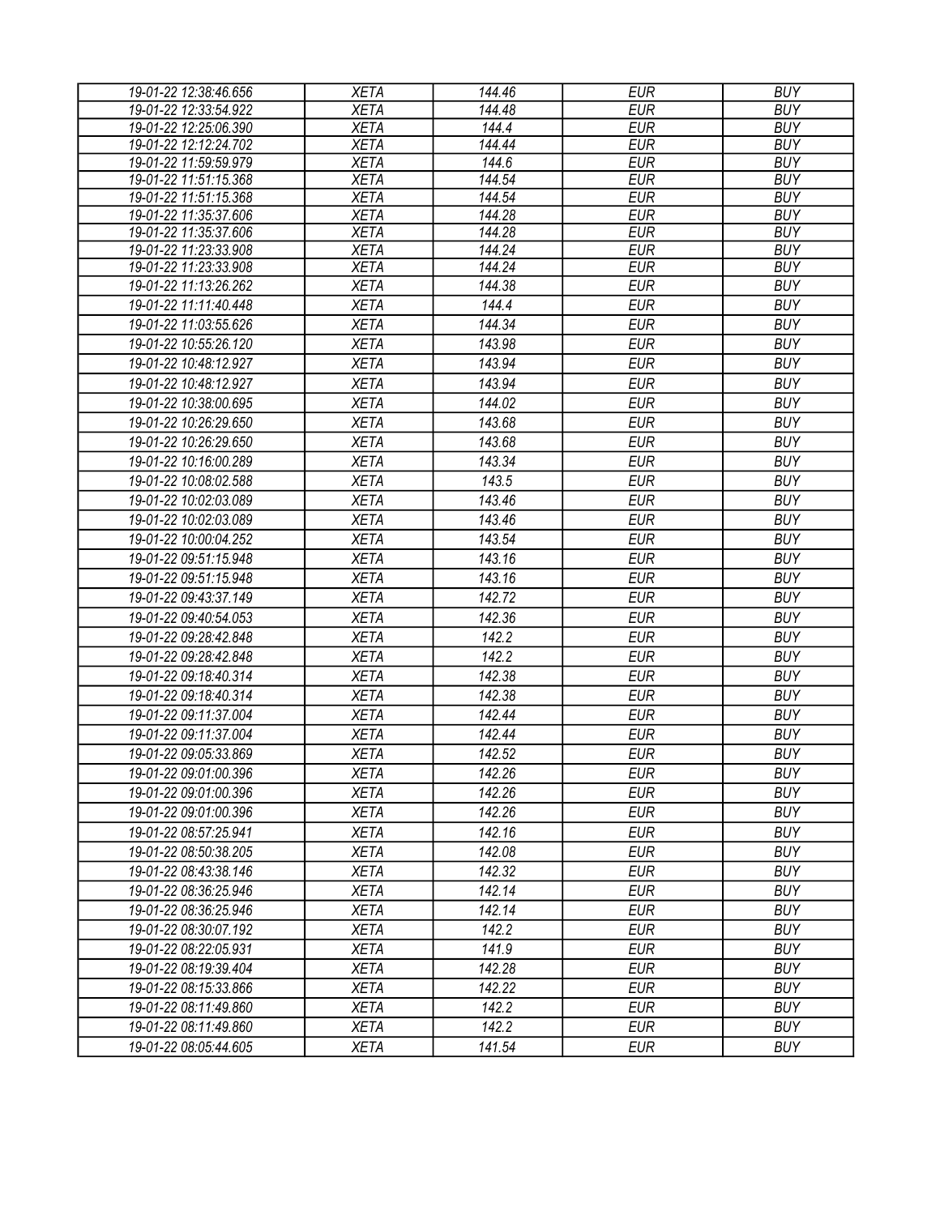| | | | | |
|---|---|---|---|---|
| 19-01-22 12:38:46.656 | XETA | 144.46 | EUR | BUY |
| 19-01-22 12:33:54.922 | XETA | 144.48 | EUR | BUY |
| 19-01-22 12:25:06.390 | XETA | 144.4 | EUR | BUY |
| 19-01-22 12:12:24.702 | XETA | 144.44 | EUR | BUY |
| 19-01-22 11:59:59.979 | XETA | 144.6 | EUR | BUY |
| 19-01-22 11:51:15.368 | XETA | 144.54 | EUR | BUY |
| 19-01-22 11:51:15.368 | XETA | 144.54 | EUR | BUY |
| 19-01-22 11:35:37.606 | XETA | 144.28 | EUR | BUY |
| 19-01-22 11:35:37.606 | XETA | 144.28 | EUR | BUY |
| 19-01-22 11:23:33.908 | XETA | 144.24 | EUR | BUY |
| 19-01-22 11:23:33.908 | XETA | 144.24 | EUR | BUY |
| 19-01-22 11:13:26.262 | XETA | 144.38 | EUR | BUY |
| 19-01-22 11:11:40.448 | XETA | 144.4 | EUR | BUY |
| 19-01-22 11:03:55.626 | XETA | 144.34 | EUR | BUY |
| 19-01-22 10:55:26.120 | XETA | 143.98 | EUR | BUY |
| 19-01-22 10:48:12.927 | XETA | 143.94 | EUR | BUY |
| 19-01-22 10:48:12.927 | XETA | 143.94 | EUR | BUY |
| 19-01-22 10:38:00.695 | XETA | 144.02 | EUR | BUY |
| 19-01-22 10:26:29.650 | XETA | 143.68 | EUR | BUY |
| 19-01-22 10:26:29.650 | XETA | 143.68 | EUR | BUY |
| 19-01-22 10:16:00.289 | XETA | 143.34 | EUR | BUY |
| 19-01-22 10:08:02.588 | XETA | 143.5 | EUR | BUY |
| 19-01-22 10:02:03.089 | XETA | 143.46 | EUR | BUY |
| 19-01-22 10:02:03.089 | XETA | 143.46 | EUR | BUY |
| 19-01-22 10:00:04.252 | XETA | 143.54 | EUR | BUY |
| 19-01-22 09:51:15.948 | XETA | 143.16 | EUR | BUY |
| 19-01-22 09:51:15.948 | XETA | 143.16 | EUR | BUY |
| 19-01-22 09:43:37.149 | XETA | 142.72 | EUR | BUY |
| 19-01-22 09:40:54.053 | XETA | 142.36 | EUR | BUY |
| 19-01-22 09:28:42.848 | XETA | 142.2 | EUR | BUY |
| 19-01-22 09:28:42.848 | XETA | 142.2 | EUR | BUY |
| 19-01-22 09:18:40.314 | XETA | 142.38 | EUR | BUY |
| 19-01-22 09:18:40.314 | XETA | 142.38 | EUR | BUY |
| 19-01-22 09:11:37.004 | XETA | 142.44 | EUR | BUY |
| 19-01-22 09:11:37.004 | XETA | 142.44 | EUR | BUY |
| 19-01-22 09:05:33.869 | XETA | 142.52 | EUR | BUY |
| 19-01-22 09:01:00.396 | XETA | 142.26 | EUR | BUY |
| 19-01-22 09:01:00.396 | XETA | 142.26 | EUR | BUY |
| 19-01-22 09:01:00.396 | XETA | 142.26 | EUR | BUY |
| 19-01-22 08:57:25.941 | XETA | 142.16 | EUR | BUY |
| 19-01-22 08:50:38.205 | XETA | 142.08 | EUR | BUY |
| 19-01-22 08:43:38.146 | XETA | 142.32 | EUR | BUY |
| 19-01-22 08:36:25.946 | XETA | 142.14 | EUR | BUY |
| 19-01-22 08:36:25.946 | XETA | 142.14 | EUR | BUY |
| 19-01-22 08:30:07.192 | XETA | 142.2 | EUR | BUY |
| 19-01-22 08:22:05.931 | XETA | 141.9 | EUR | BUY |
| 19-01-22 08:19:39.404 | XETA | 142.28 | EUR | BUY |
| 19-01-22 08:15:33.866 | XETA | 142.22 | EUR | BUY |
| 19-01-22 08:11:49.860 | XETA | 142.2 | EUR | BUY |
| 19-01-22 08:11:49.860 | XETA | 142.2 | EUR | BUY |
| 19-01-22 08:05:44.605 | XETA | 141.54 | EUR | BUY |